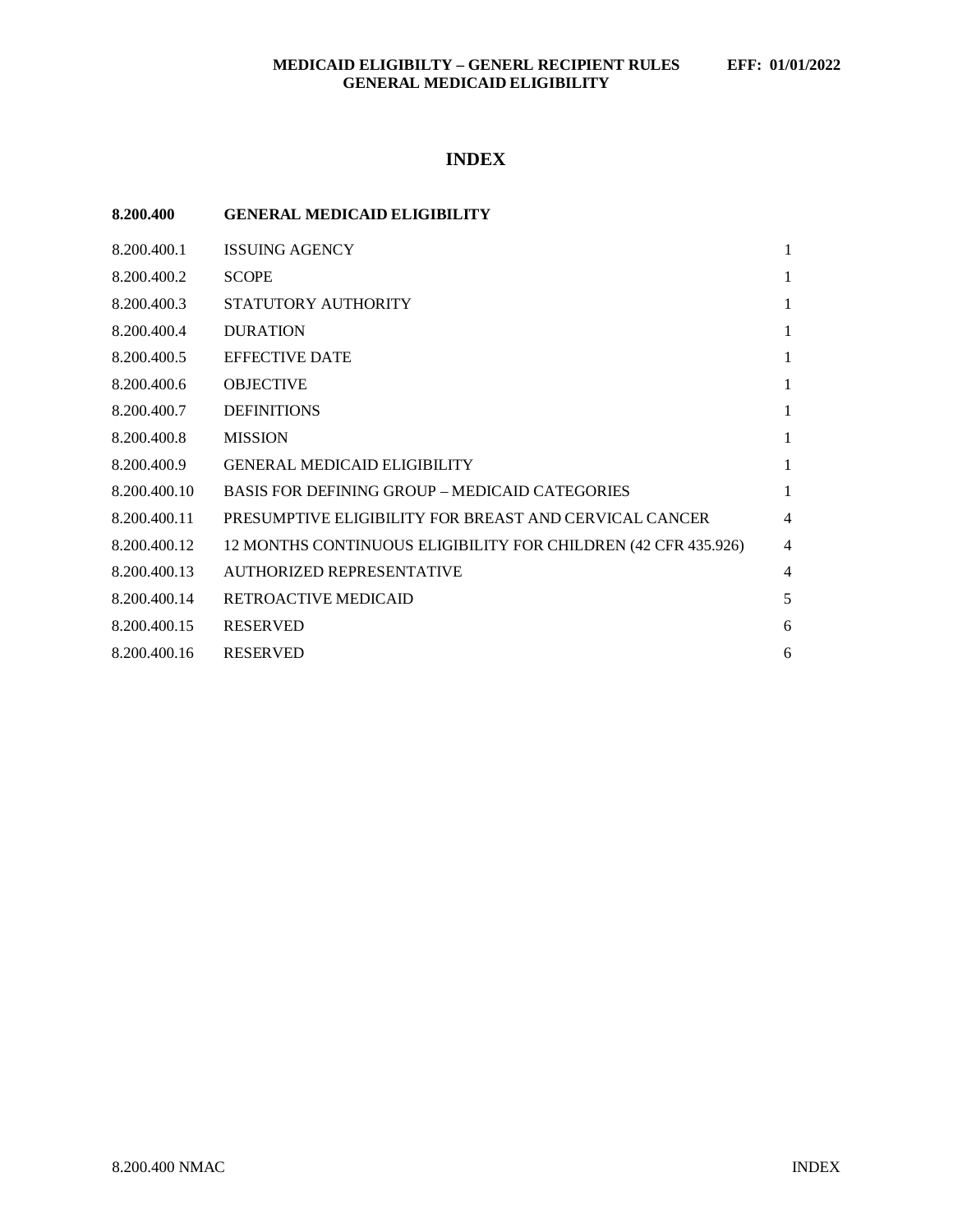# INDEX

| | | |
|---|---|---|
| **8.200.400** | **GENERAL MEDICAID ELIGIBILITY** | |
| 8.200.400.1 | ISSUING AGENCY | 1 |
| 8.200.400.2 | SCOPE | 1 |
| 8.200.400.3 | STATUTORY AUTHORITY | 1 |
| 8.200.400.4 | DURATION | 1 |
| 8.200.400.5 | EFFECTIVE DATE | 1 |
| 8.200.400.6 | OBJECTIVE | 1 |
| 8.200.400.7 | DEFINITIONS | 1 |
| 8.200.400.8 | MISSION | 1 |
| 8.200.400.9 | GENERAL MEDICAID ELIGIBILITY | 1 |
| 8.200.400.10 | BASIS FOR DEFINING GROUP – MEDICAID CATEGORIES | 1 |
| 8.200.400.11 | PRESUMPTIVE ELIGIBILITY FOR BREAST AND CERVICAL CANCER | 4 |
| 8.200.400.12 | 12 MONTHS CONTINUOUS ELIGIBILITY FOR CHILDREN (42 CFR 435.926) | 4 |
| 8.200.400.13 | AUTHORIZED REPRESENTATIVE | 4 |
| 8.200.400.14 | RETROACTIVE MEDICAID | 5 |
| 8.200.400.15 | RESERVED | 6 |
| 8.200.400.16 | RESERVED | 6 |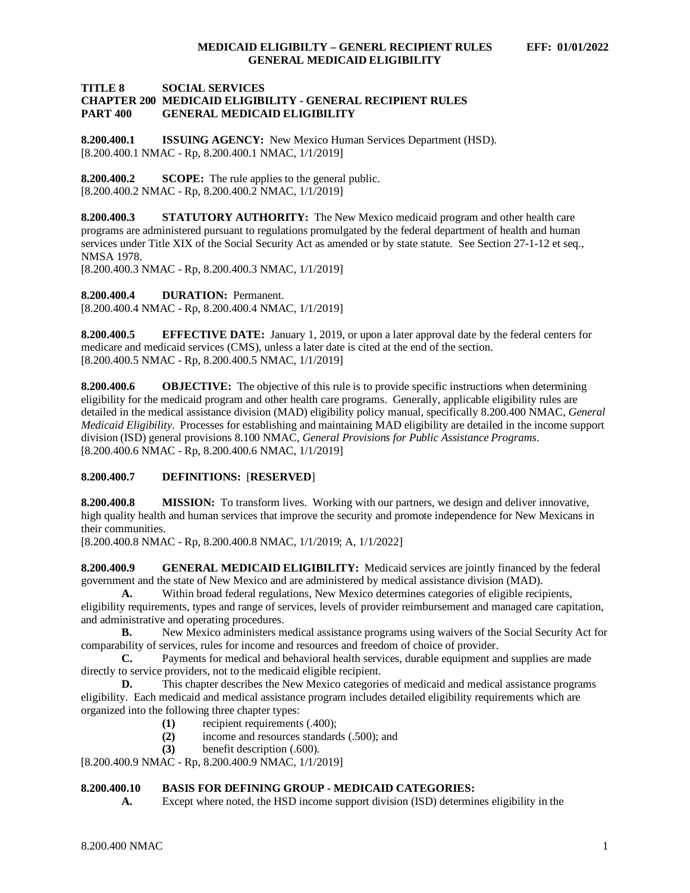**TITLE 8 SOCIAL SERVICES**
**CHAPTER 200 MEDICAID ELIGIBILITY - GENERAL RECIPIENT RULES**
**PART 400 GENERAL MEDICAID ELIGIBILITY**

**8.200.400.1 ISSUING AGENCY:** New Mexico Human Services Department (HSD).
[8.200.400.1 NMAC - Rp, 8.200.400.1 NMAC, 1/1/2019]

**8.200.400.2 SCOPE:** The rule applies to the general public.
[8.200.400.2 NMAC - Rp, 8.200.400.2 NMAC, 1/1/2019]

**8.200.400.3 STATUTORY AUTHORITY:** The New Mexico medicaid program and other health care programs are administered pursuant to regulations promulgated by the federal department of health and human services under Title XIX of the Social Security Act as amended or by state statute. See Section 27-1-12 et seq., NMSA 1978.
[8.200.400.3 NMAC - Rp, 8.200.400.3 NMAC, 1/1/2019]

**8.200.400.4 DURATION:** Permanent.
[8.200.400.4 NMAC - Rp, 8.200.400.4 NMAC, 1/1/2019]

**8.200.400.5 EFFECTIVE DATE:** January 1, 2019, or upon a later approval date by the federal centers for medicare and medicaid services (CMS), unless a later date is cited at the end of the section.
[8.200.400.5 NMAC - Rp, 8.200.400.5 NMAC, 1/1/2019]

**8.200.400.6 OBJECTIVE:** The objective of this rule is to provide specific instructions when determining eligibility for the medicaid program and other health care programs. Generally, applicable eligibility rules are detailed in the medical assistance division (MAD) eligibility policy manual, specifically 8.200.400 NMAC, *General Medicaid Eligibility*. Processes for establishing and maintaining MAD eligibility are detailed in the income support division (ISD) general provisions 8.100 NMAC, *General Provisions for Public Assistance Programs*.
[8.200.400.6 NMAC - Rp, 8.200.400.6 NMAC, 1/1/2019]

**8.200.400.7 DEFINITIONS:** [**RESERVED**]

**8.200.400.8 MISSION:** To transform lives. Working with our partners, we design and deliver innovative, high quality health and human services that improve the security and promote independence for New Mexicans in their communities.
[8.200.400.8 NMAC - Rp, 8.200.400.8 NMAC, 1/1/2019; A, 1/1/2022]

**8.200.400.9 GENERAL MEDICAID ELIGIBILITY:** Medicaid services are jointly financed by the federal government and the state of New Mexico and are administered by medical assistance division (MAD).

**A.** Within broad federal regulations, New Mexico determines categories of eligible recipients, eligibility requirements, types and range of services, levels of provider reimbursement and managed care capitation, and administrative and operating procedures.

**B.** New Mexico administers medical assistance programs using waivers of the Social Security Act for comparability of services, rules for income and resources and freedom of choice of provider.

**C.** Payments for medical and behavioral health services, durable equipment and supplies are made directly to service providers, not to the medicaid eligible recipient.

**D.** This chapter describes the New Mexico categories of medicaid and medical assistance programs eligibility. Each medicaid and medical assistance program includes detailed eligibility requirements which are organized into the following three chapter types:

**(1)** recipient requirements (.400);
**(2)** income and resources standards (.500); and
**(3)** benefit description (.600).

[8.200.400.9 NMAC - Rp, 8.200.400.9 NMAC, 1/1/2019]

**8.200.400.10 BASIS FOR DEFINING GROUP - MEDICAID CATEGORIES:**

**A.** Except where noted, the HSD income support division (ISD) determines eligibility in the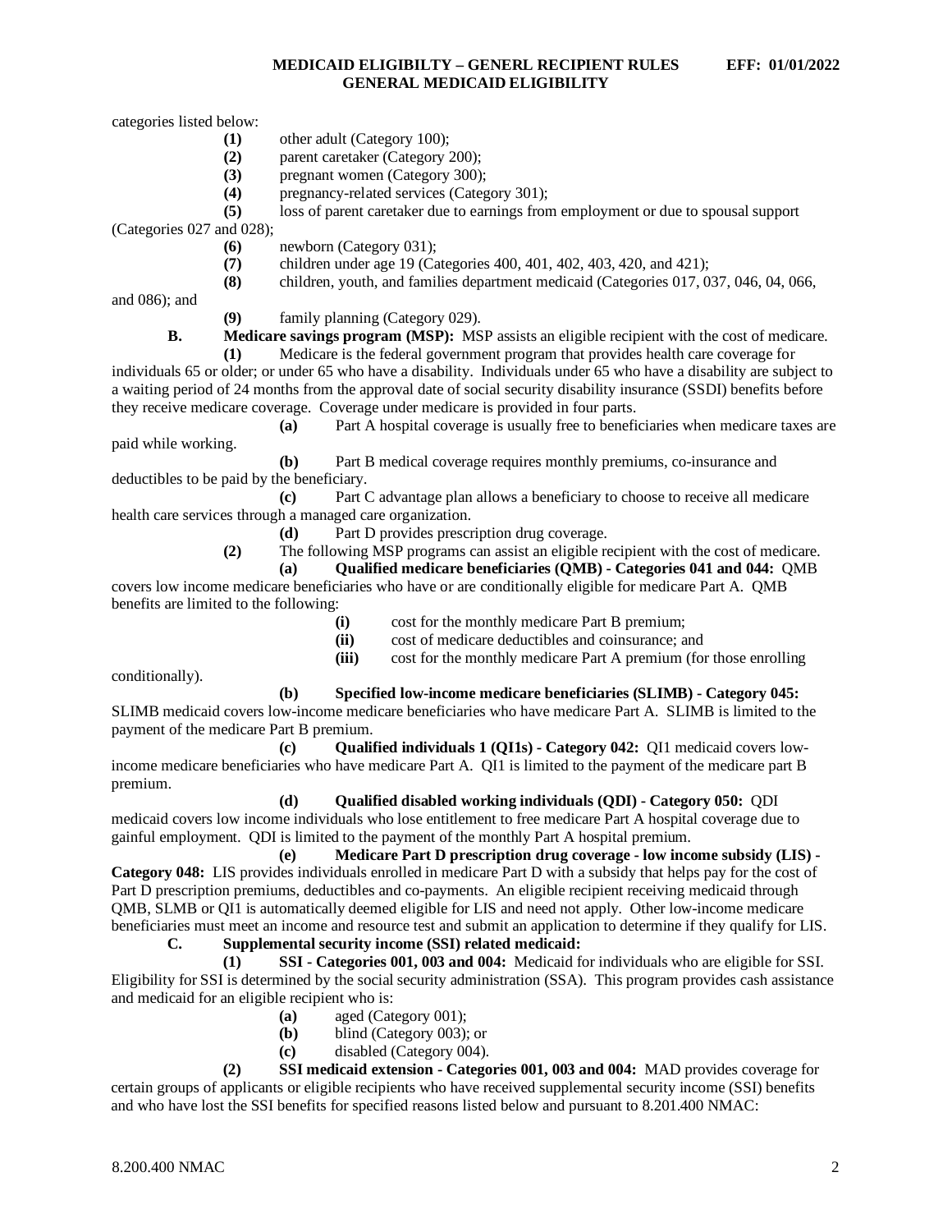categories listed below:

**(1)** other adult (Category 100);

**(2)** parent caretaker (Category 200);

**(3)** pregnant women (Category 300);

**(4)** pregnancy-related services (Category 301);

**(5)** loss of parent caretaker due to earnings from employment or due to spousal support (Categories 027 and 028);

**(6)** newborn (Category 031);

**(7)** children under age 19 (Categories 400, 401, 402, 403, 420, and 421);

**(8)** children, youth, and families department medicaid (Categories 017, 037, 046, 04, 066, and 086); and

**(9)** family planning (Category 029).

**B. Medicare savings program (MSP):** MSP assists an eligible recipient with the cost of medicare.

**(1)** Medicare is the federal government program that provides health care coverage for individuals 65 or older; or under 65 who have a disability. Individuals under 65 who have a disability are subject to a waiting period of 24 months from the approval date of social security disability insurance (SSDI) benefits before they receive medicare coverage. Coverage under medicare is provided in four parts.

**(a)** Part A hospital coverage is usually free to beneficiaries when medicare taxes are paid while working.

**(b)** Part B medical coverage requires monthly premiums, co-insurance and deductibles to be paid by the beneficiary.

**(c)** Part C advantage plan allows a beneficiary to choose to receive all medicare health care services through a managed care organization.

**(d)** Part D provides prescription drug coverage.

**(2)** The following MSP programs can assist an eligible recipient with the cost of medicare.

**(a) Qualified medicare beneficiaries (QMB) - Categories 041 and 044:** QMB covers low income medicare beneficiaries who have or are conditionally eligible for medicare Part A. QMB benefits are limited to the following:

**(i)** cost for the monthly medicare Part B premium;

**(ii)** cost of medicare deductibles and coinsurance; and

**(iii)** cost for the monthly medicare Part A premium (for those enrolling conditionally).

**(b) Specified low-income medicare beneficiaries (SLIMB) - Category 045:** SLIMB medicaid covers low-income medicare beneficiaries who have medicare Part A. SLIMB is limited to the payment of the medicare Part B premium.

**(c) Qualified individuals 1 (QI1s) - Category 042:** QI1 medicaid covers low-income medicare beneficiaries who have medicare Part A. QI1 is limited to the payment of the medicare part B premium.

**(d) Qualified disabled working individuals (QDI) - Category 050:** QDI medicaid covers low income individuals who lose entitlement to free medicare Part A hospital coverage due to gainful employment. QDI is limited to the payment of the monthly Part A hospital premium.

**(e) Medicare Part D prescription drug coverage - low income subsidy (LIS) - Category 048:** LIS provides individuals enrolled in medicare Part D with a subsidy that helps pay for the cost of Part D prescription premiums, deductibles and co-payments. An eligible recipient receiving medicaid through QMB, SLMB or QI1 is automatically deemed eligible for LIS and need not apply. Other low-income medicare beneficiaries must meet an income and resource test and submit an application to determine if they qualify for LIS.

**C. Supplemental security income (SSI) related medicaid:**

**(1) SSI - Categories 001, 003 and 004:** Medicaid for individuals who are eligible for SSI. Eligibility for SSI is determined by the social security administration (SSA). This program provides cash assistance and medicaid for an eligible recipient who is:

**(a)** aged (Category 001);

**(b)** blind (Category 003); or

**(c)** disabled (Category 004).

**(2) SSI medicaid extension - Categories 001, 003 and 004:** MAD provides coverage for certain groups of applicants or eligible recipients who have received supplemental security income (SSI) benefits and who have lost the SSI benefits for specified reasons listed below and pursuant to 8.201.400 NMAC: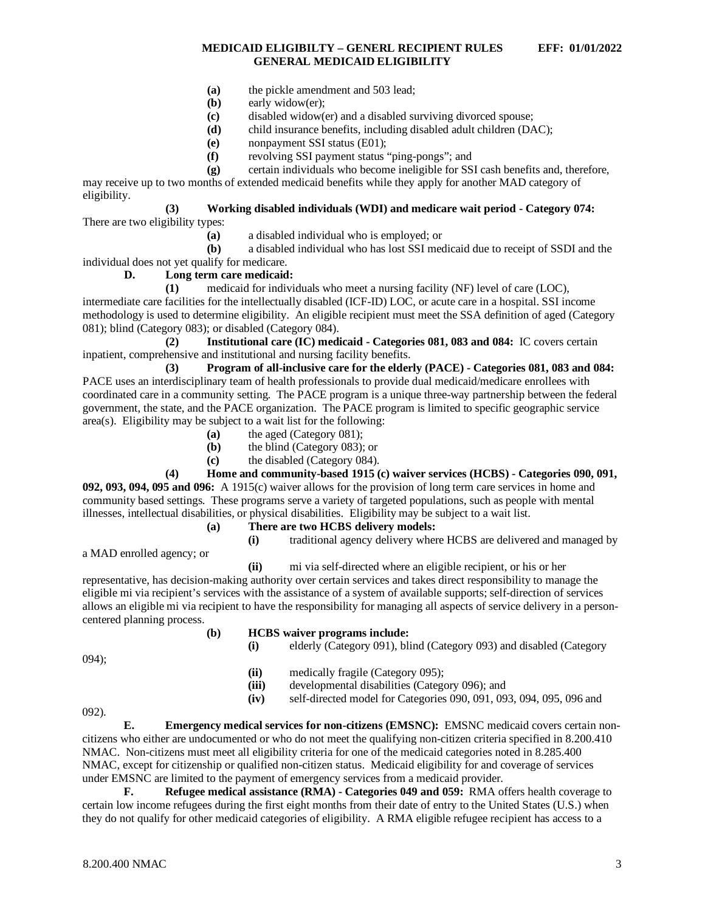**(a)** the pickle amendment and 503 lead;

**(b)** early widow(er);

**(c)** disabled widow(er) and a disabled surviving divorced spouse;

**(d)** child insurance benefits, including disabled adult children (DAC);

**(e)** nonpayment SSI status (E01);

**(f)** revolving SSI payment status "ping-pongs"; and

**(g)** certain individuals who become ineligible for SSI cash benefits and, therefore, may receive up to two months of extended medicaid benefits while they apply for another MAD category of eligibility.

**(3) Working disabled individuals (WDI) and medicare wait period - Category 074:** There are two eligibility types:

**(a)** a disabled individual who is employed; or

**(b)** a disabled individual who has lost SSI medicaid due to receipt of SSDI and the individual does not yet qualify for medicare.

**D. Long term care medicaid:**

**(1)** medicaid for individuals who meet a nursing facility (NF) level of care (LOC), intermediate care facilities for the intellectually disabled (ICF-ID) LOC, or acute care in a hospital. SSI income methodology is used to determine eligibility. An eligible recipient must meet the SSA definition of aged (Category 081); blind (Category 083); or disabled (Category 084).

**(2) Institutional care (IC) medicaid - Categories 081, 083 and 084:** IC covers certain inpatient, comprehensive and institutional and nursing facility benefits.

**(3) Program of all-inclusive care for the elderly (PACE) - Categories 081, 083 and 084:** PACE uses an interdisciplinary team of health professionals to provide dual medicaid/medicare enrollees with coordinated care in a community setting. The PACE program is a unique three-way partnership between the federal government, the state, and the PACE organization. The PACE program is limited to specific geographic service area(s). Eligibility may be subject to a wait list for the following:

**(a)** the aged (Category 081);

**(b)** the blind (Category 083); or

**(c)** the disabled (Category 084).

**(4) Home and community-based 1915 (c) waiver services (HCBS) - Categories 090, 091, 092, 093, 094, 095 and 096:** A 1915(c) waiver allows for the provision of long term care services in home and community based settings. These programs serve a variety of targeted populations, such as people with mental illnesses, intellectual disabilities, or physical disabilities. Eligibility may be subject to a wait list.

**(a) There are two HCBS delivery models:**

**(i)** traditional agency delivery where HCBS are delivered and managed by a MAD enrolled agency; or

**(ii)** mi via self-directed where an eligible recipient, or his or her representative, has decision-making authority over certain services and takes direct responsibility to manage the eligible mi via recipient's services with the assistance of a system of available supports; self-direction of services allows an eligible mi via recipient to have the responsibility for managing all aspects of service delivery in a person-centered planning process.

**(b) HCBS waiver programs include:**

**(i)** elderly (Category 091), blind (Category 093) and disabled (Category 094);

**(ii)** medically fragile (Category 095);

**(iii)** developmental disabilities (Category 096); and

**(iv)** self-directed model for Categories 090, 091, 093, 094, 095, 096 and 092).

**E. Emergency medical services for non-citizens (EMSNC):** EMSNC medicaid covers certain non-citizens who either are undocumented or who do not meet the qualifying non-citizen criteria specified in 8.200.410 NMAC. Non-citizens must meet all eligibility criteria for one of the medicaid categories noted in 8.285.400 NMAC, except for citizenship or qualified non-citizen status. Medicaid eligibility for and coverage of services under EMSNC are limited to the payment of emergency services from a medicaid provider.

**F. Refugee medical assistance (RMA) - Categories 049 and 059:** RMA offers health coverage to certain low income refugees during the first eight months from their date of entry to the United States (U.S.) when they do not qualify for other medicaid categories of eligibility. A RMA eligible refugee recipient has access to a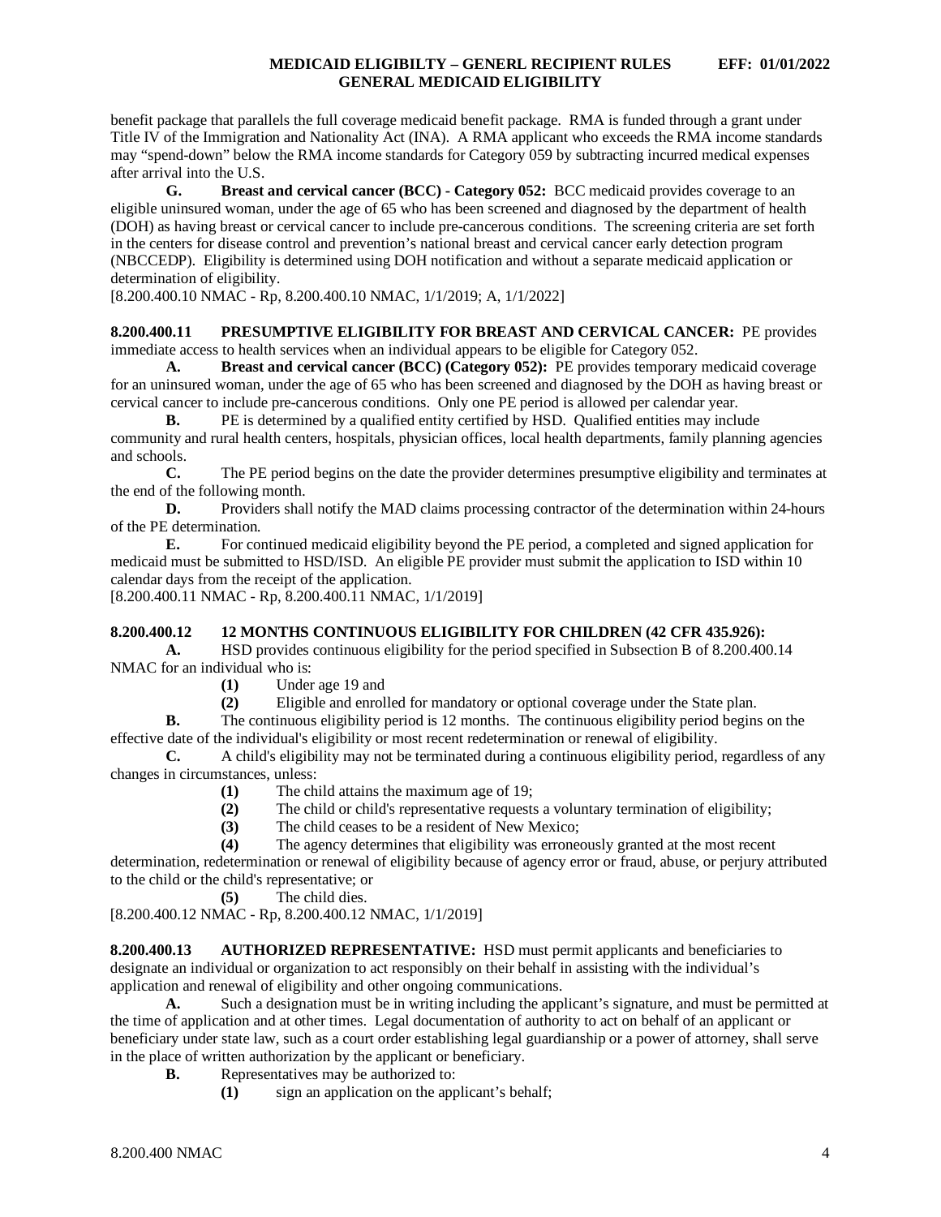benefit package that parallels the full coverage medicaid benefit package. RMA is funded through a grant under Title IV of the Immigration and Nationality Act (INA). A RMA applicant who exceeds the RMA income standards may "spend-down" below the RMA income standards for Category 059 by subtracting incurred medical expenses after arrival into the U.S.

**G. Breast and cervical cancer (BCC) - Category 052:** BCC medicaid provides coverage to an eligible uninsured woman, under the age of 65 who has been screened and diagnosed by the department of health (DOH) as having breast or cervical cancer to include pre-cancerous conditions. The screening criteria are set forth in the centers for disease control and prevention's national breast and cervical cancer early detection program (NBCCEDP). Eligibility is determined using DOH notification and without a separate medicaid application or determination of eligibility.

[8.200.400.10 NMAC - Rp, 8.200.400.10 NMAC, 1/1/2019; A, 1/1/2022]

**8.200.400.11 PRESUMPTIVE ELIGIBILITY FOR BREAST AND CERVICAL CANCER:** PE provides immediate access to health services when an individual appears to be eligible for Category 052.

**A. Breast and cervical cancer (BCC) (Category 052):** PE provides temporary medicaid coverage for an uninsured woman, under the age of 65 who has been screened and diagnosed by the DOH as having breast or cervical cancer to include pre-cancerous conditions. Only one PE period is allowed per calendar year.

**B.** PE is determined by a qualified entity certified by HSD. Qualified entities may include community and rural health centers, hospitals, physician offices, local health departments, family planning agencies and schools.

**C.** The PE period begins on the date the provider determines presumptive eligibility and terminates at the end of the following month.

**D.** Providers shall notify the MAD claims processing contractor of the determination within 24-hours of the PE determination.

**E.** For continued medicaid eligibility beyond the PE period, a completed and signed application for medicaid must be submitted to HSD/ISD. An eligible PE provider must submit the application to ISD within 10 calendar days from the receipt of the application.

[8.200.400.11 NMAC - Rp, 8.200.400.11 NMAC, 1/1/2019]

**8.200.400.12 12 MONTHS CONTINUOUS ELIGIBILITY FOR CHILDREN (42 CFR 435.926):**

**A.** HSD provides continuous eligibility for the period specified in Subsection B of 8.200.400.14 NMAC for an individual who is:

**(1)** Under age 19 and

**(2)** Eligible and enrolled for mandatory or optional coverage under the State plan.

**B.** The continuous eligibility period is 12 months. The continuous eligibility period begins on the effective date of the individual's eligibility or most recent redetermination or renewal of eligibility.

**C.** A child's eligibility may not be terminated during a continuous eligibility period, regardless of any changes in circumstances, unless:

**(1)** The child attains the maximum age of 19;

**(2)** The child or child's representative requests a voluntary termination of eligibility;

**(3)** The child ceases to be a resident of New Mexico;

**(4)** The agency determines that eligibility was erroneously granted at the most recent determination, redetermination or renewal of eligibility because of agency error or fraud, abuse, or perjury attributed to the child or the child's representative; or

**(5)** The child dies.

[8.200.400.12 NMAC - Rp, 8.200.400.12 NMAC, 1/1/2019]

**8.200.400.13 AUTHORIZED REPRESENTATIVE:** HSD must permit applicants and beneficiaries to designate an individual or organization to act responsibly on their behalf in assisting with the individual's application and renewal of eligibility and other ongoing communications.

**A.** Such a designation must be in writing including the applicant's signature, and must be permitted at the time of application and at other times. Legal documentation of authority to act on behalf of an applicant or beneficiary under state law, such as a court order establishing legal guardianship or a power of attorney, shall serve in the place of written authorization by the applicant or beneficiary.

**B.** Representatives may be authorized to:

**(1)** sign an application on the applicant's behalf;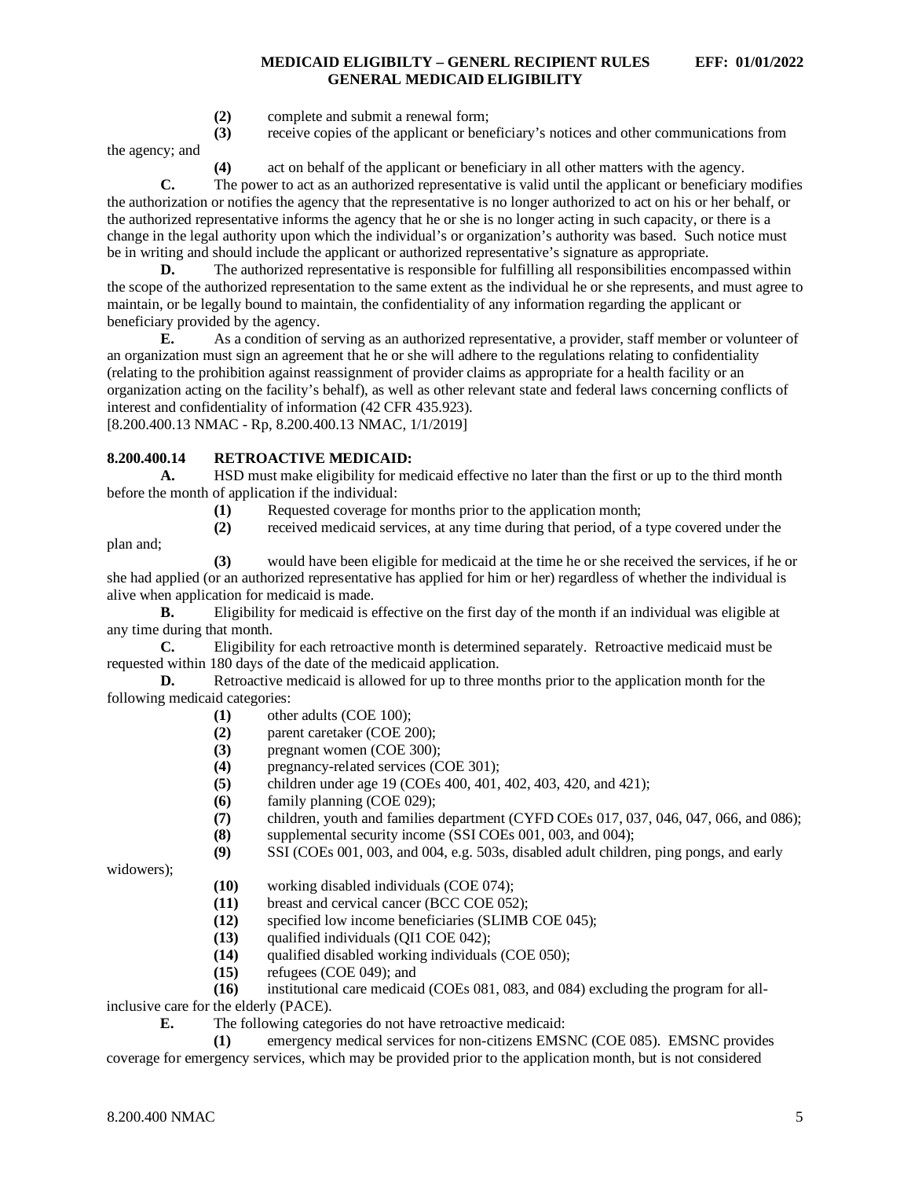(2) complete and submit a renewal form;

(3) receive copies of the applicant or beneficiary's notices and other communications from the agency; and

(4) act on behalf of the applicant or beneficiary in all other matters with the agency.

**C.** The power to act as an authorized representative is valid until the applicant or beneficiary modifies the authorization or notifies the agency that the representative is no longer authorized to act on his or her behalf, or the authorized representative informs the agency that he or she is no longer acting in such capacity, or there is a change in the legal authority upon which the individual's or organization's authority was based. Such notice must be in writing and should include the applicant or authorized representative's signature as appropriate.

**D.** The authorized representative is responsible for fulfilling all responsibilities encompassed within the scope of the authorized representation to the same extent as the individual he or she represents, and must agree to maintain, or be legally bound to maintain, the confidentiality of any information regarding the applicant or beneficiary provided by the agency.

**E.** As a condition of serving as an authorized representative, a provider, staff member or volunteer of an organization must sign an agreement that he or she will adhere to the regulations relating to confidentiality (relating to the prohibition against reassignment of provider claims as appropriate for a health facility or an organization acting on the facility's behalf), as well as other relevant state and federal laws concerning conflicts of interest and confidentiality of information (42 CFR 435.923).

[8.200.400.13 NMAC - Rp, 8.200.400.13 NMAC, 1/1/2019]

**8.200.400.14 RETROACTIVE MEDICAID:**

**A.** HSD must make eligibility for medicaid effective no later than the first or up to the third month before the month of application if the individual:

(1) Requested coverage for months prior to the application month;

(2) received medicaid services, at any time during that period, of a type covered under the plan and;

(3) would have been eligible for medicaid at the time he or she received the services, if he or she had applied (or an authorized representative has applied for him or her) regardless of whether the individual is alive when application for medicaid is made.

**B.** Eligibility for medicaid is effective on the first day of the month if an individual was eligible at any time during that month.

**C.** Eligibility for each retroactive month is determined separately. Retroactive medicaid must be requested within 180 days of the date of the medicaid application.

**D.** Retroactive medicaid is allowed for up to three months prior to the application month for the following medicaid categories:

(1) other adults (COE 100);

(2) parent caretaker (COE 200);

(3) pregnant women (COE 300);

(4) pregnancy-related services (COE 301);

(5) children under age 19 (COEs 400, 401, 402, 403, 420, and 421);

(6) family planning (COE 029);

(7) children, youth and families department (CYFD COEs 017, 037, 046, 047, 066, and 086);

(8) supplemental security income (SSI COEs 001, 003, and 004);

(9) SSI (COEs 001, 003, and 004, e.g. 503s, disabled adult children, ping pongs, and early widowers);

(10) working disabled individuals (COE 074);

(11) breast and cervical cancer (BCC COE 052);

(12) specified low income beneficiaries (SLIMB COE 045);

(13) qualified individuals (QI1 COE 042);

(14) qualified disabled working individuals (COE 050);

(15) refugees (COE 049); and

(16) institutional care medicaid (COEs 081, 083, and 084) excluding the program for all-inclusive care for the elderly (PACE).

**E.** The following categories do not have retroactive medicaid:

(1) emergency medical services for non-citizens EMSNC (COE 085). EMSNC provides coverage for emergency services, which may be provided prior to the application month, but is not considered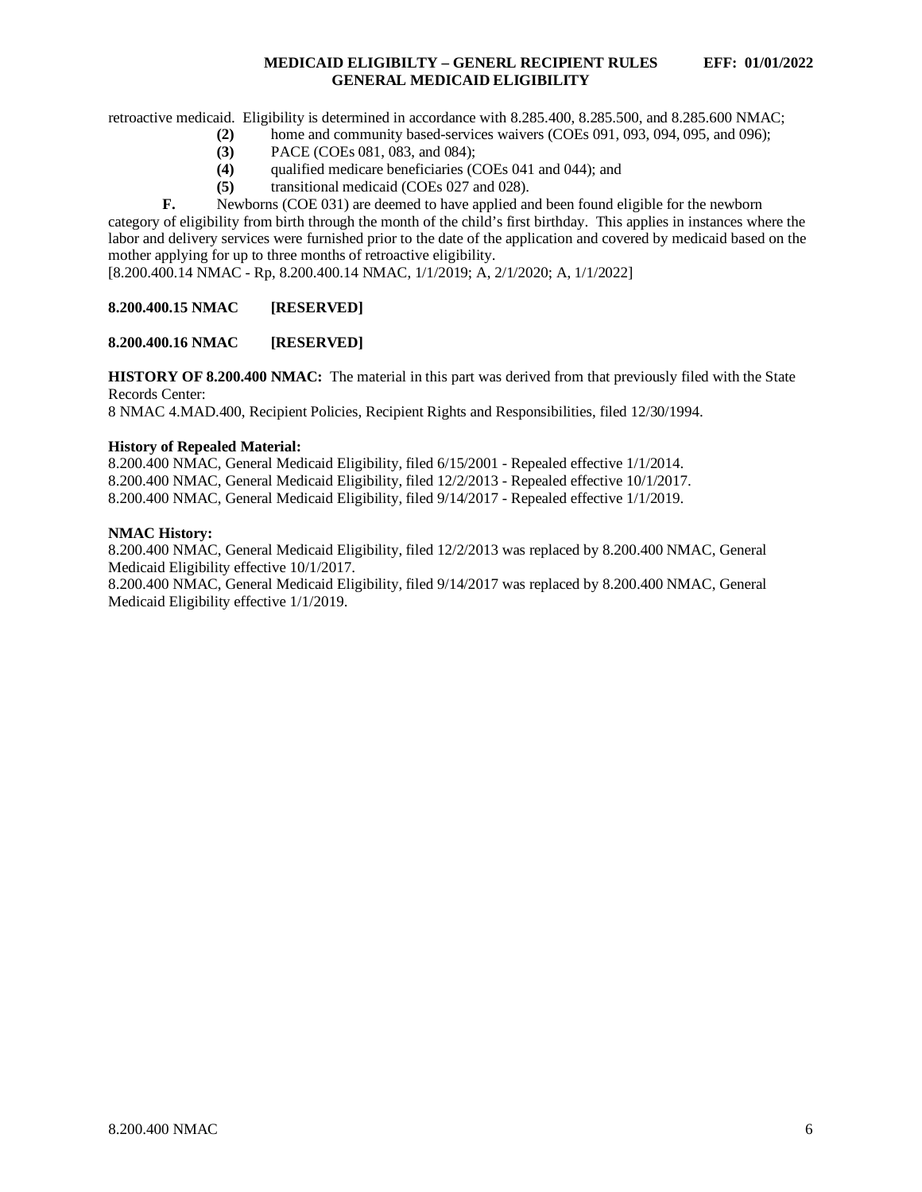retroactive medicaid. Eligibility is determined in accordance with 8.285.400, 8.285.500, and 8.285.600 NMAC;

**(2)** home and community based-services waivers (COEs 091, 093, 094, 095, and 096);

**(3)** PACE (COEs 081, 083, and 084);

**(4)** qualified medicare beneficiaries (COEs 041 and 044); and

**(5)** transitional medicaid (COEs 027 and 028).

**F.** Newborns (COE 031) are deemed to have applied and been found eligible for the newborn category of eligibility from birth through the month of the child's first birthday. This applies in instances where the labor and delivery services were furnished prior to the date of the application and covered by medicaid based on the mother applying for up to three months of retroactive eligibility.

[8.200.400.14 NMAC - Rp, 8.200.400.14 NMAC, 1/1/2019; A, 2/1/2020; A, 1/1/2022]

**8.200.400.15 NMAC [RESERVED]**

**8.200.400.16 NMAC [RESERVED]**

**HISTORY OF 8.200.400 NMAC:** The material in this part was derived from that previously filed with the State Records Center:

8 NMAC 4.MAD.400, Recipient Policies, Recipient Rights and Responsibilities, filed 12/30/1994.

**History of Repealed Material:**

8.200.400 NMAC, General Medicaid Eligibility, filed 6/15/2001 - Repealed effective 1/1/2014.

8.200.400 NMAC, General Medicaid Eligibility, filed 12/2/2013 - Repealed effective 10/1/2017.

8.200.400 NMAC, General Medicaid Eligibility, filed 9/14/2017 - Repealed effective 1/1/2019.

**NMAC History:**

8.200.400 NMAC, General Medicaid Eligibility, filed 12/2/2013 was replaced by 8.200.400 NMAC, General Medicaid Eligibility effective 10/1/2017.

8.200.400 NMAC, General Medicaid Eligibility, filed 9/14/2017 was replaced by 8.200.400 NMAC, General Medicaid Eligibility effective 1/1/2019.